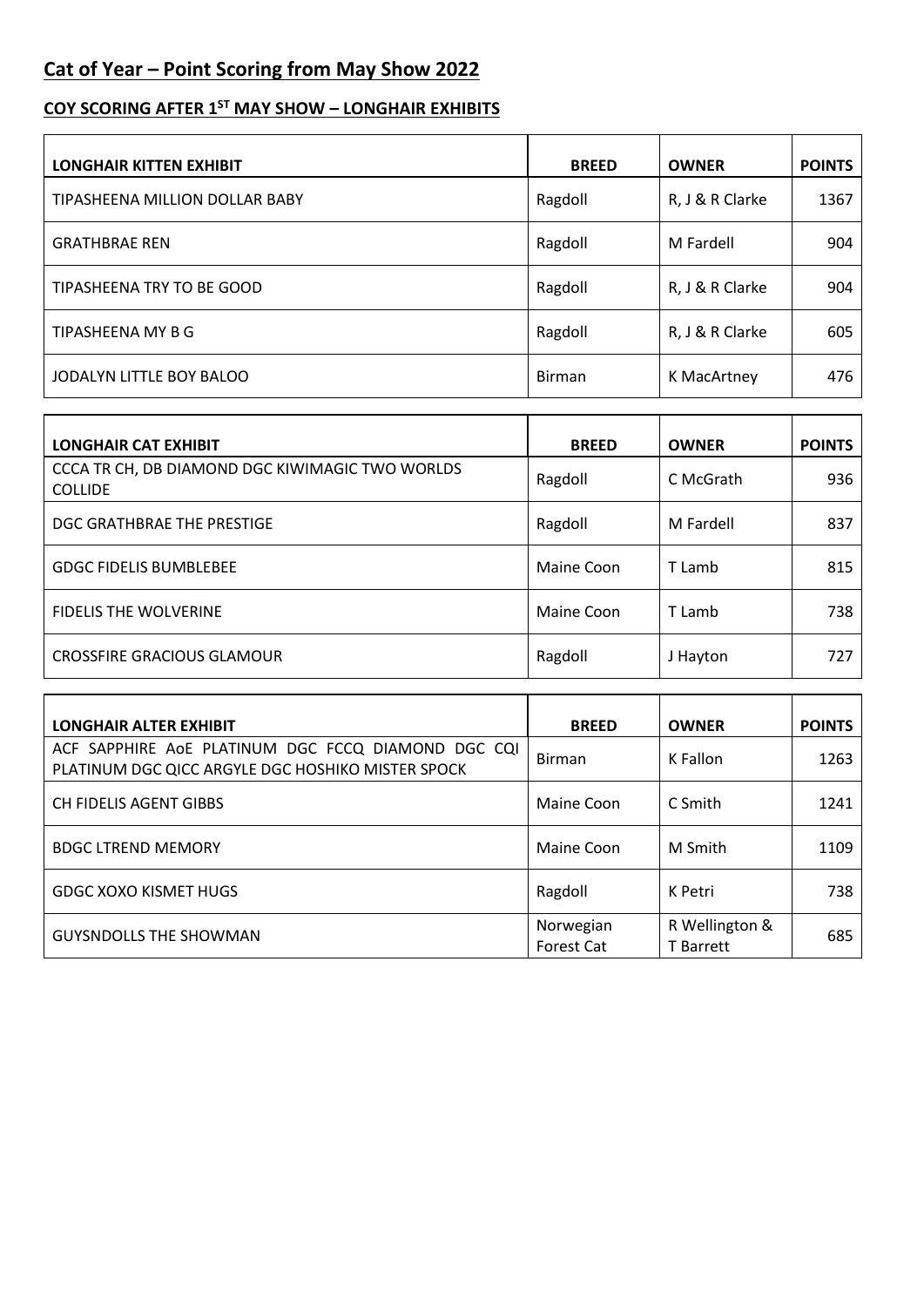# Cat of Year – Point Scoring from May Show 2022

## COY SCORING AFTER 1ST MAY SHOW – LONGHAIR EXHIBITS

| LONGHAIR KITTEN EXHIBIT | BREED | OWNER | POINTS |
|---|---|---|---|
| TIPASHEENA MILLION DOLLAR BABY | Ragdoll | R, J & R Clarke | 1367 |
| GRATHBRAE REN | Ragdoll | M Fardell | 904 |
| TIPASHEENA TRY TO BE GOOD | Ragdoll | R, J & R Clarke | 904 |
| TIPASHEENA MY B G | Ragdoll | R, J & R Clarke | 605 |
| JODALYN LITTLE BOY BALOO | Birman | K MacArtney | 476 |

| LONGHAIR CAT EXHIBIT | BREED | OWNER | POINTS |
|---|---|---|---|
| CCCA TR CH, DB DIAMOND DGC KIWIMAGIC TWO WORLDS COLLIDE | Ragdoll | C McGrath | 936 |
| DGC GRATHBRAE THE PRESTIGE | Ragdoll | M Fardell | 837 |
| GDGC FIDELIS BUMBLEBEE | Maine Coon | T Lamb | 815 |
| FIDELIS THE WOLVERINE | Maine Coon | T Lamb | 738 |
| CROSSFIRE GRACIOUS GLAMOUR | Ragdoll | J Hayton | 727 |

| LONGHAIR ALTER EXHIBIT | BREED | OWNER | POINTS |
|---|---|---|---|
| ACF SAPPHIRE AoE PLATINUM DGC FCCQ DIAMOND DGC CQI PLATINUM DGC QICC ARGYLE DGC HOSHIKO MISTER SPOCK | Birman | K Fallon | 1263 |
| CH FIDELIS AGENT GIBBS | Maine Coon | C Smith | 1241 |
| BDGC LTREND MEMORY | Maine Coon | M Smith | 1109 |
| GDGC XOXO KISMET HUGS | Ragdoll | K Petri | 738 |
| GUYSNDOLLS THE SHOWMAN | Norwegian Forest Cat | R Wellington & T Barrett | 685 |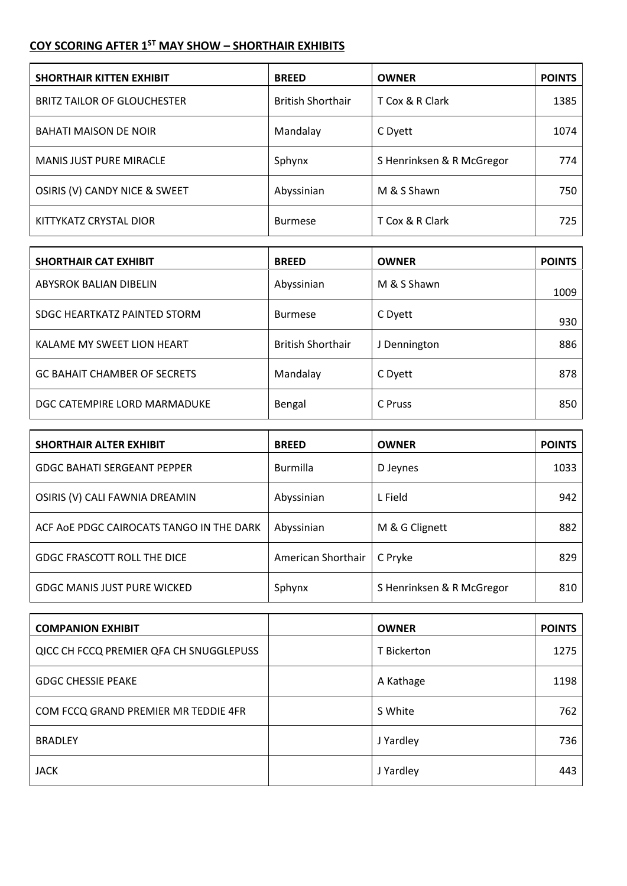## COY SCORING AFTER 1[ST] MAY SHOW – SHORTHAIR EXHIBITS

| SHORTHAIR KITTEN EXHIBIT | BREED | OWNER | POINTS |
|---|---|---|---|
| BRITZ TAILOR OF GLOUCHESTER | British Shorthair | T Cox & R Clark | 1385 |
| BAHATI MAISON DE NOIR | Mandalay | C Dyett | 1074 |
| MANIS JUST PURE MIRACLE | Sphynx | S Henrinksen & R McGregor | 774 |
| OSIRIS (V) CANDY NICE & SWEET | Abyssinian | M & S Shawn | 750 |
| KITTYKATZ CRYSTAL DIOR | Burmese | T Cox & R Clark | 725 |

| SHORTHAIR CAT EXHIBIT | BREED | OWNER | POINTS |
|---|---|---|---|
| ABYSROK BALIAN DIBELIN | Abyssinian | M & S Shawn | 1009 |
| SDGC HEARTKATZ PAINTED STORM | Burmese | C Dyett | 930 |
| KALAME MY SWEET LION HEART | British Shorthair | J Dennington | 886 |
| GC BAHAIT CHAMBER OF SECRETS | Mandalay | C Dyett | 878 |
| DGC CATEMPIRE LORD MARMADUKE | Bengal | C Pruss | 850 |

| SHORTHAIR ALTER EXHIBIT | BREED | OWNER | POINTS |
|---|---|---|---|
| GDGC BAHATI SERGEANT PEPPER | Burmilla | D Jeynes | 1033 |
| OSIRIS (V) CALI FAWNIA DREAMIN | Abyssinian | L Field | 942 |
| ACF AoE PDGC CAIROCATS TANGO IN THE DARK | Abyssinian | M & G Clignett | 882 |
| GDGC FRASCOTT ROLL THE DICE | American Shorthair | C Pryke | 829 |
| GDGC MANIS JUST PURE WICKED | Sphynx | S Henrinksen & R McGregor | 810 |

| COMPANION EXHIBIT | | OWNER | POINTS |
|---|---|---|---|
| QICC CH FCCQ PREMIER QFA CH SNUGGLEPUSS | | T Bickerton | 1275 |
| GDGC CHESSIE PEAKE | | A Kathage | 1198 |
| COM FCCQ GRAND PREMIER MR TEDDIE 4FR | | S White | 762 |
| BRADLEY | | J Yardley | 736 |
| JACK | | J Yardley | 443 |